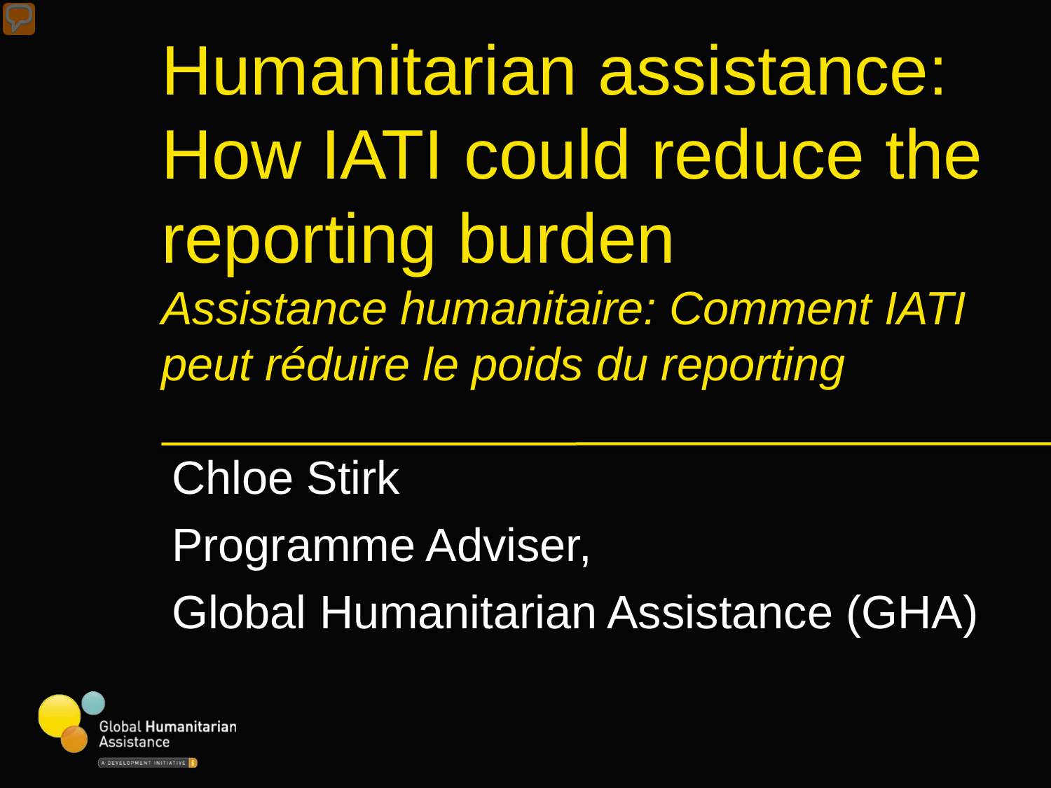# Humanitarian assistance: How IATI could reduce the reporting burden

*Assistance humanitaire: Comment IATI peut réduire le poids du reporting*

Chloe Stirk

Programme Adviser,

Global Humanitarian Assistance (GHA)

Global Humanitarian Assistance

A DEVELOPMENT INITIATIVE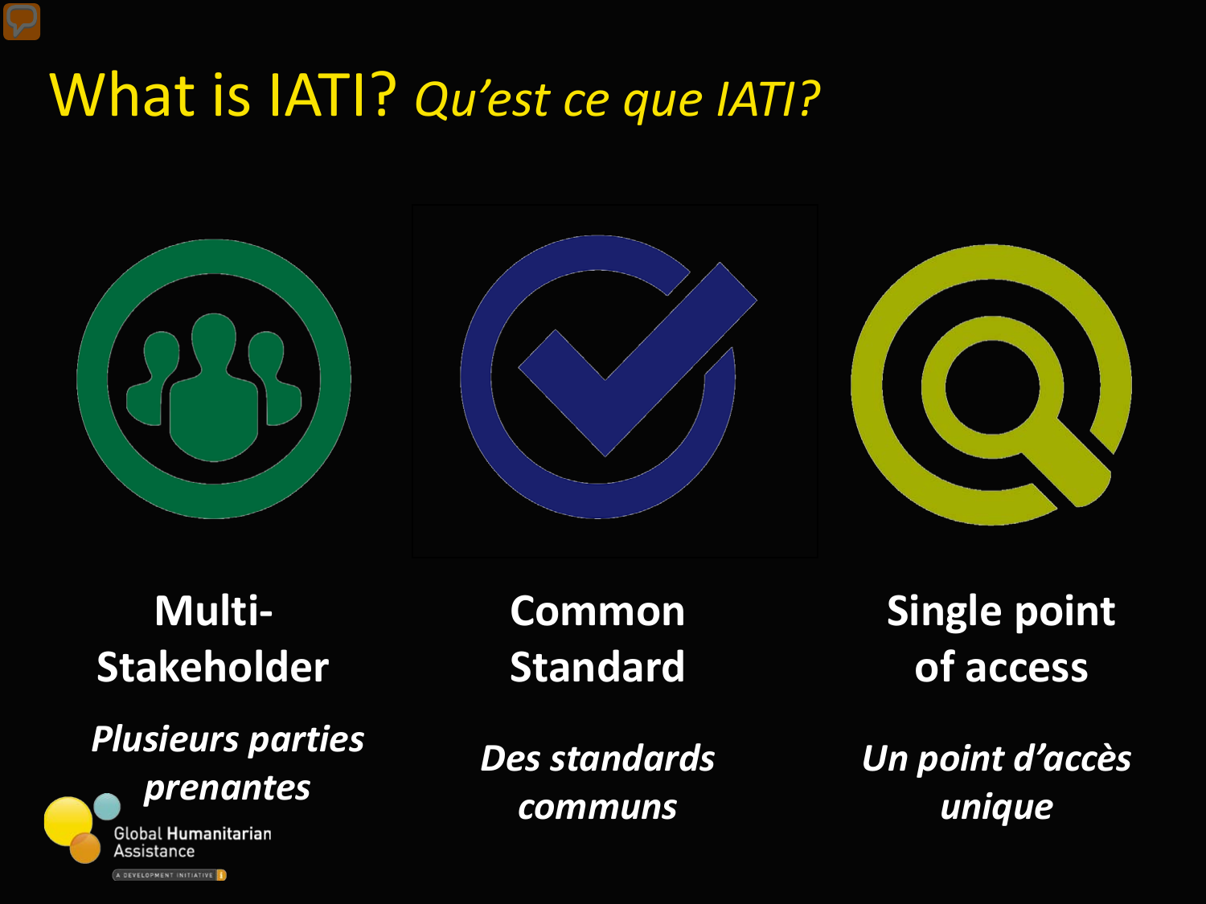# What is IATI? *Qu'est ce que IATI?*

**Multi-Stakeholder**

***Plusieurs parties prenantes***

**Common Standard**

***Des standards communs***

**Single point of access**

***Un point d'accès unique***

Global Humanitarian Assistance

A DEVELOPMENT INITIATIVE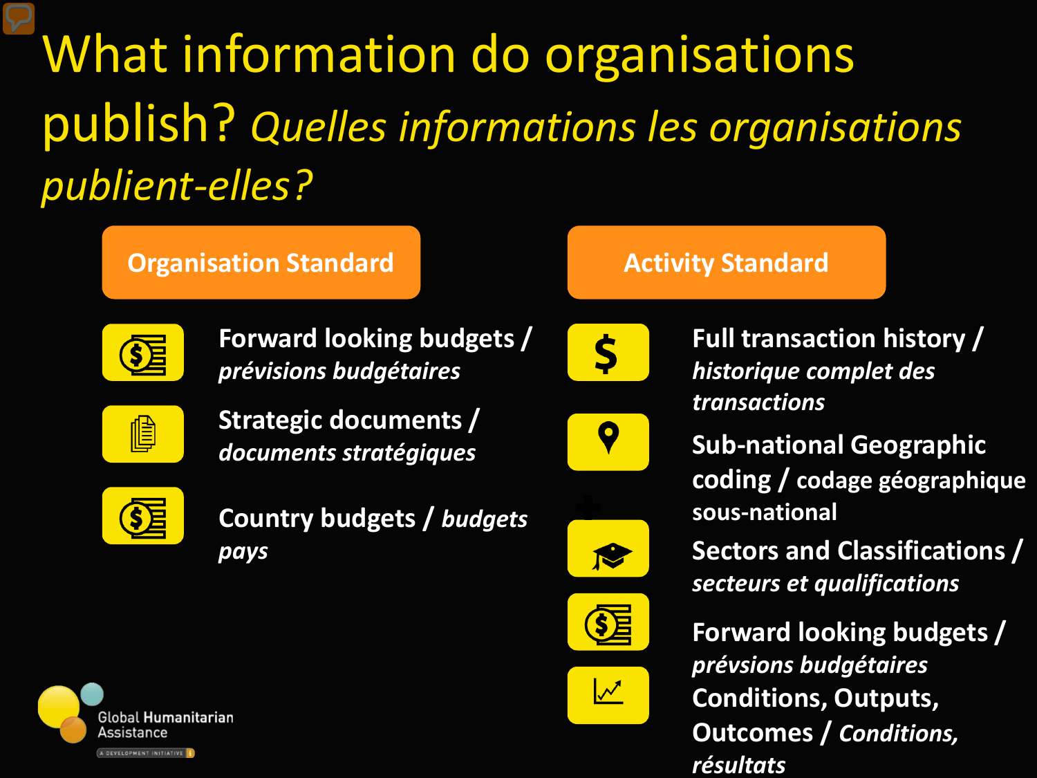# What information do organisations publish? *Quelles informations les organisations publient-elles?*

## Organisation Standard

- **Forward looking budgets /** ***prévisions budgétaires***
- **Strategic documents /** ***documents stratégiques***
- **Country budgets /** ***budgets pays***

## Activity Standard

- **Full transaction history /** ***historique complet des transactions***
- **Sub-national Geographic coding / codage géographique sous-national**
- **Sectors and Classifications /** ***secteurs et qualifications***
- **Forward looking budgets /** ***prévsions budgétaires***
- **Conditions, Outputs, Outcomes /** ***Conditions, résultats***

Global Humanitarian Assistance

A DEVELOPMENT INITIATIVE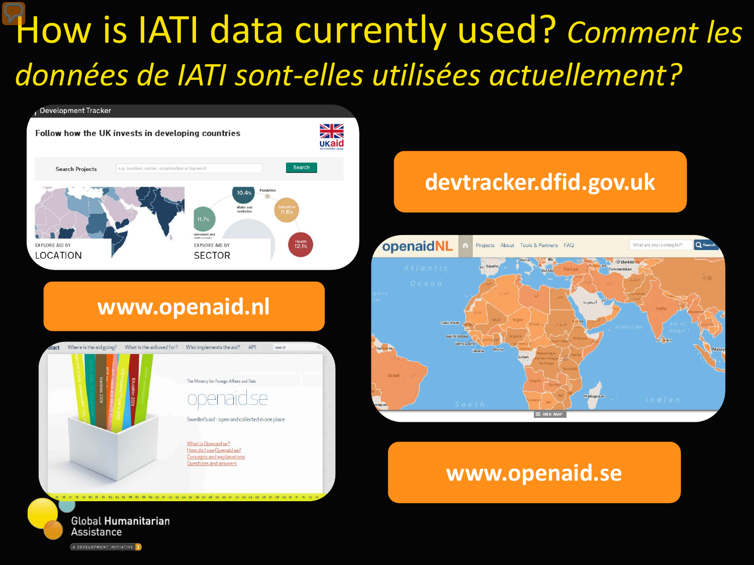# How is IATI data currently used? *Comment les données de IATI sont-elles utilisées actuellement?*

devtracker.dfid.gov.uk

www.openaid.nl

www.openaid.se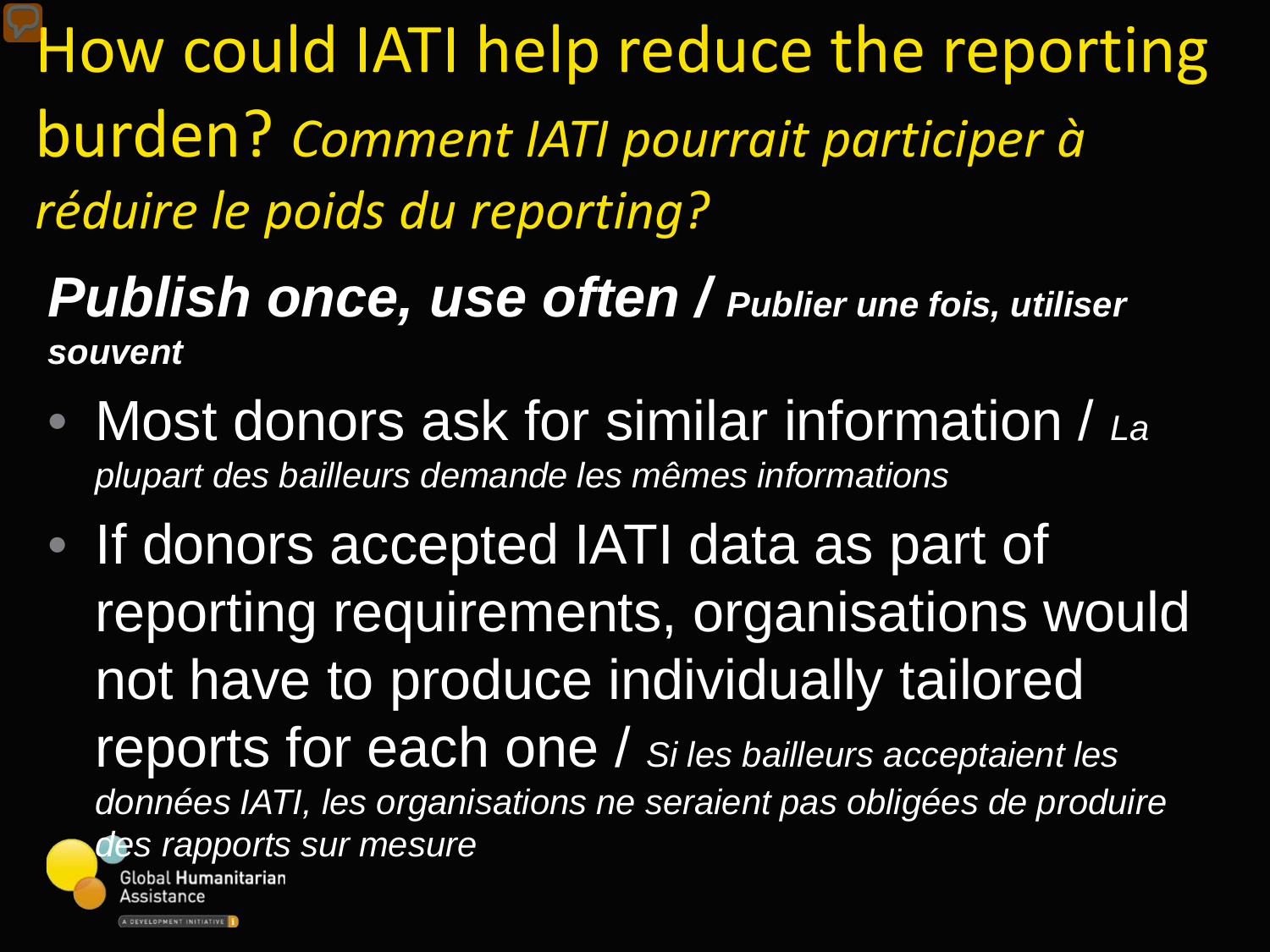# How could IATI help reduce the reporting burden? *Comment IATI pourrait participer à réduire le poids du reporting?*

***Publish once, use often / Publier une fois, utiliser souvent***

- Most donors ask for similar information / *La plupart des bailleurs demande les mêmes informations*
- If donors accepted IATI data as part of reporting requirements, organisations would not have to produce individually tailored reports for each one / *Si les bailleurs acceptaient les données IATI, les organisations ne seraient pas obligées de produire des rapports sur mesure*

Global Humanitarian Assistance

A DEVELOPMENT INITIATIVE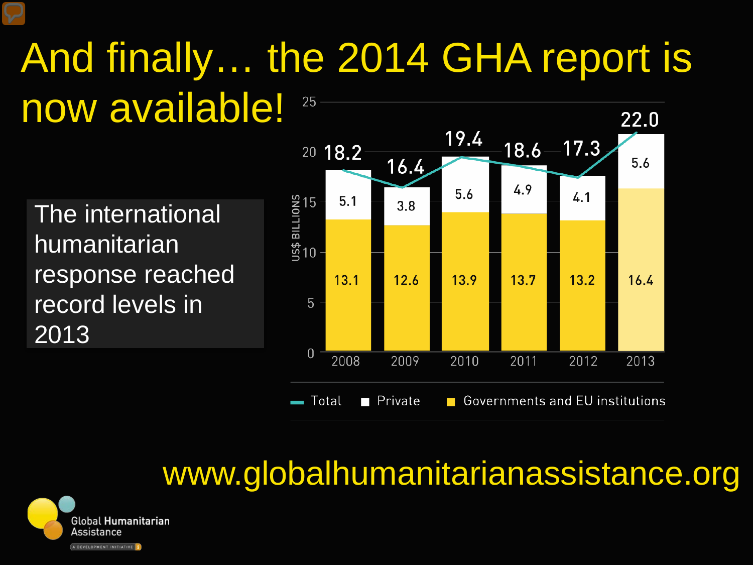# And finally… the 2014 GHA report is now available!

The international humanitarian response reached record levels in 2013

| US$ BILLIONS | 2008 | 2009 | 2010 | 2011 | 2012 | 2013 |
|---|---|---|---|---|---|---|
| Total | 18.2 | 16.4 | 19.4 | 18.6 | 17.3 | 22.0 |
| Private | 5.1 | 3.8 | 5.6 | 4.9 | 4.1 | 5.6 |
| Governments and EU institutions | 13.1 | 12.6 | 13.9 | 13.7 | 13.2 | 16.4 |

www.globalhumanitarianassistance.org

Global Humanitarian Assistance

A DEVELOPMENT INITIATIVE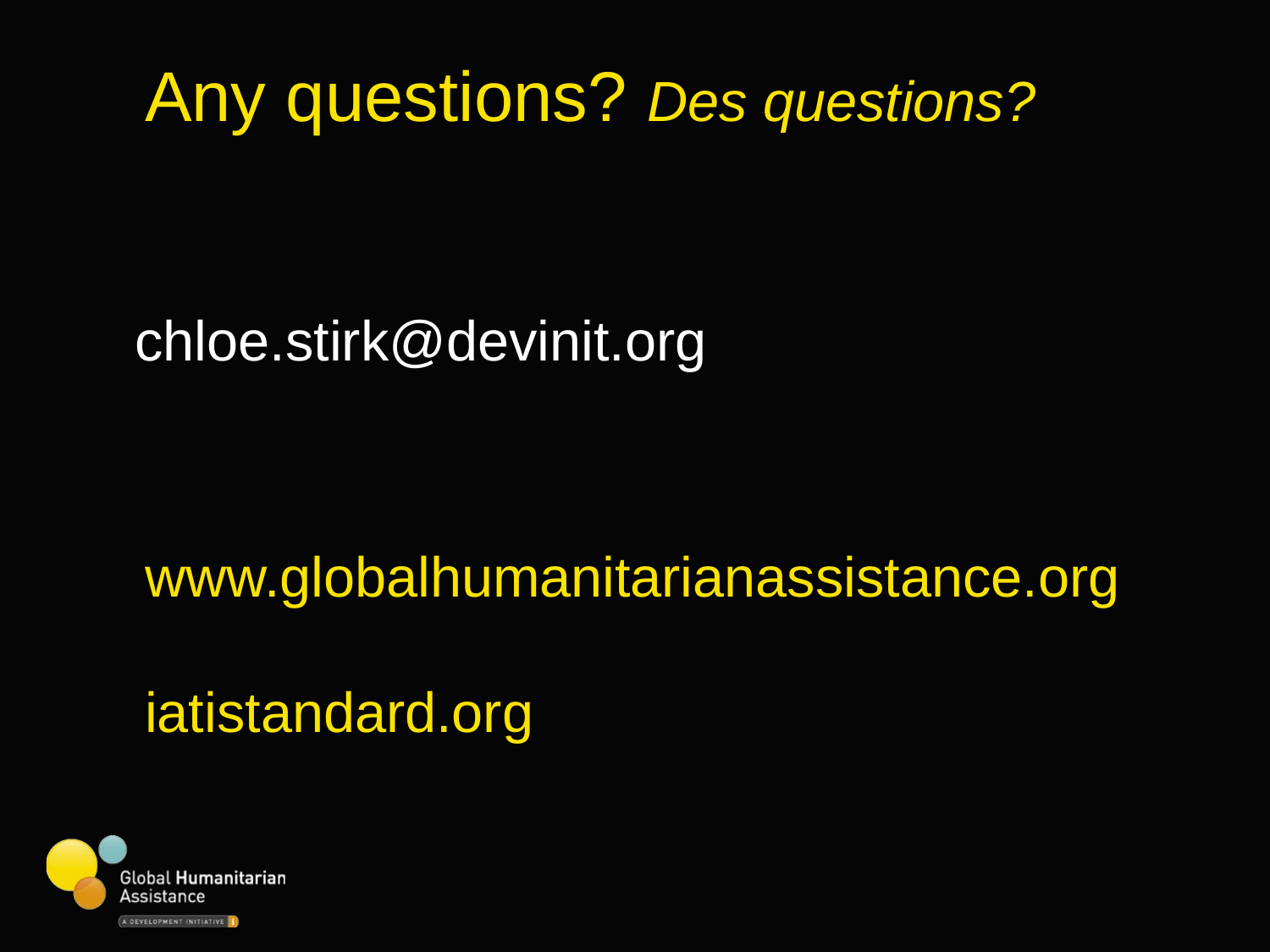# Any questions? *Des questions?*

chloe.stirk@devinit.org

www.globalhumanitarianassistance.org

iatistandard.org

Global **Humanitarian** Assistance

A DEVELOPMENT INITIATIVE